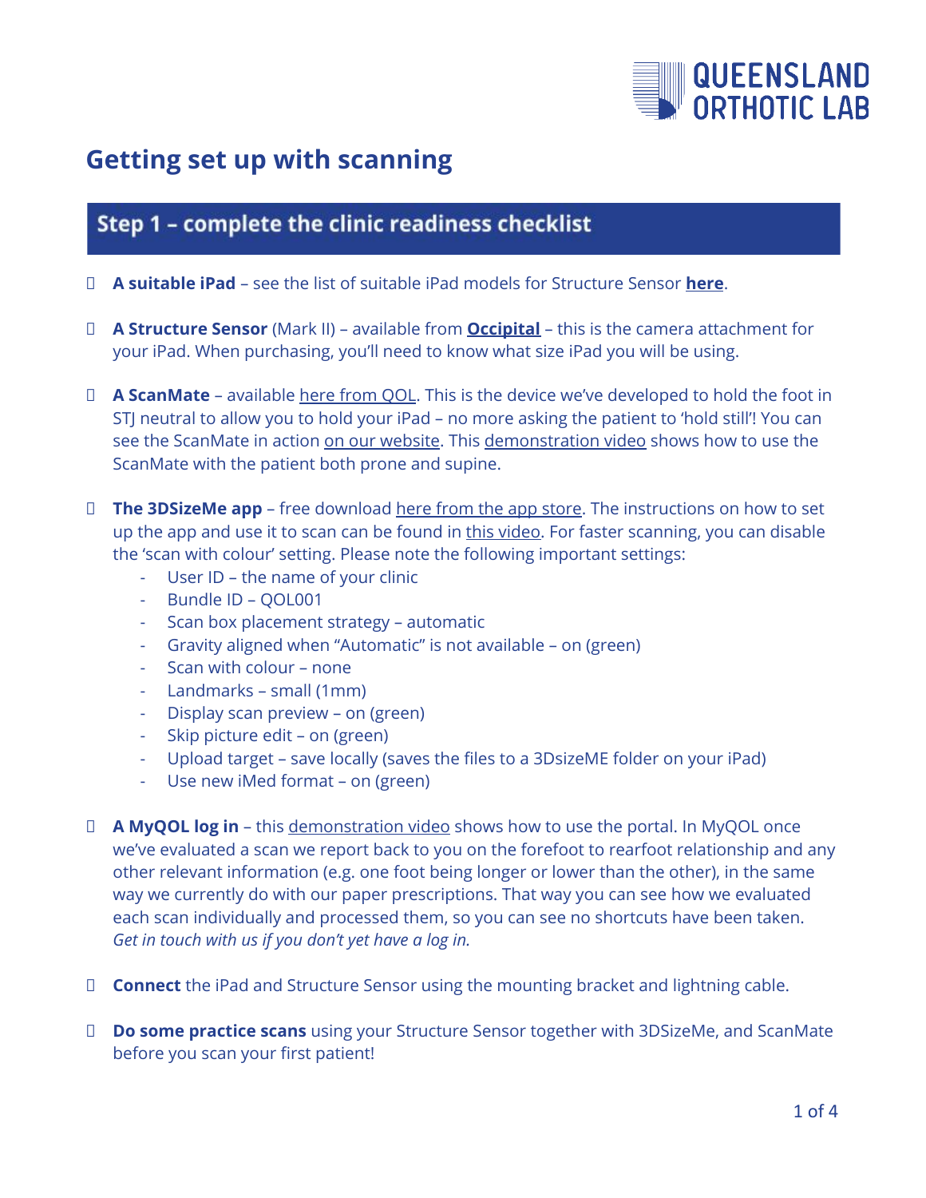QUEENSLAND ORTHOTIC LAB

# Getting set up with scanning

## Step 1 – complete the clinic readiness checklist

- [ ] **A suitable iPad** – see the list of suitable iPad models for Structure Sensor **here**.

- [ ] **A Structure Sensor** (Mark II) – available from **Occipital** – this is the camera attachment for your iPad. When purchasing, you'll need to know what size iPad you will be using.

- [ ] **A ScanMate** – available here from QOL. This is the device we've developed to hold the foot in STJ neutral to allow you to hold your iPad – no more asking the patient to 'hold still'! You can see the ScanMate in action on our website. This demonstration video shows how to use the ScanMate with the patient both prone and supine.

- [ ] **The 3DSizeMe app** – free download here from the app store. The instructions on how to set up the app and use it to scan can be found in this video. For faster scanning, you can disable the 'scan with colour' setting. Please note the following important settings:
    - User ID – the name of your clinic
    - Bundle ID – QOL001
    - Scan box placement strategy – automatic
    - Gravity aligned when "Automatic" is not available – on (green)
    - Scan with colour – none
    - Landmarks – small (1mm)
    - Display scan preview – on (green)
    - Skip picture edit – on (green)
    - Upload target – save locally (saves the files to a 3DsizeME folder on your iPad)
    - Use new iMed format – on (green)

- [ ] **A MyQOL log in** – this demonstration video shows how to use the portal. In MyQOL once we've evaluated a scan we report back to you on the forefoot to rearfoot relationship and any other relevant information (e.g. one foot being longer or lower than the other), in the same way we currently do with our paper prescriptions. That way you can see how we evaluated each scan individually and processed them, so you can see no shortcuts have been taken. *Get in touch with us if you don't yet have a log in.*

- [ ] **Connect** the iPad and Structure Sensor using the mounting bracket and lightning cable.

- [ ] **Do some practice scans** using your Structure Sensor together with 3DSizeMe, and ScanMate before you scan your first patient!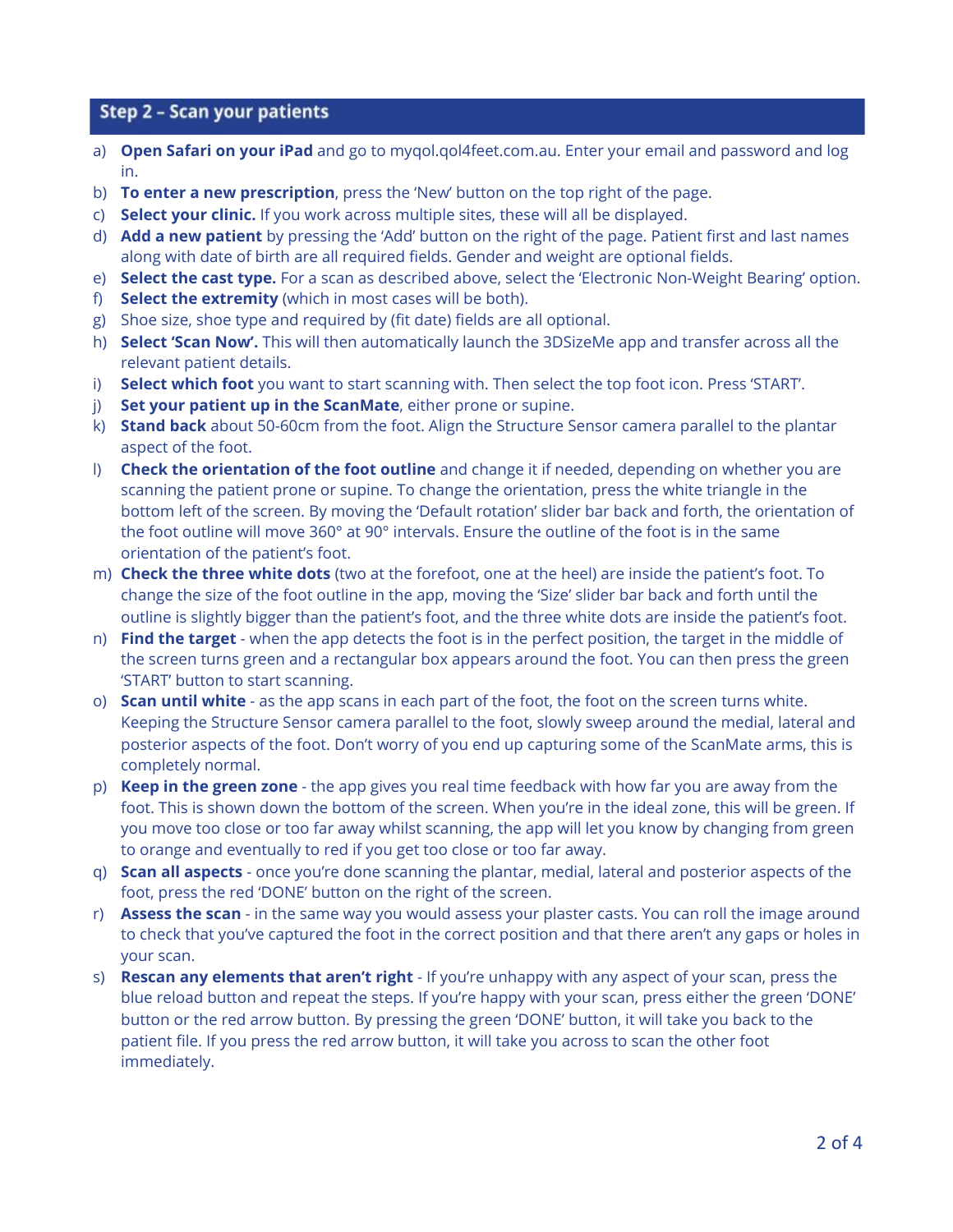## Step 2 – Scan your patients

a) **Open Safari on your iPad** and go to myqol.qol4feet.com.au. Enter your email and password and log in.
b) **To enter a new prescription**, press the 'New' button on the top right of the page.
c) **Select your clinic.** If you work across multiple sites, these will all be displayed.
d) **Add a new patient** by pressing the 'Add' button on the right of the page. Patient first and last names along with date of birth are all required fields. Gender and weight are optional fields.
e) **Select the cast type.** For a scan as described above, select the 'Electronic Non-Weight Bearing' option.
f) **Select the extremity** (which in most cases will be both).
g) Shoe size, shoe type and required by (fit date) fields are all optional.
h) **Select 'Scan Now'.** This will then automatically launch the 3DSizeMe app and transfer across all the relevant patient details.
i) **Select which foot** you want to start scanning with. Then select the top foot icon. Press 'START'.
j) **Set your patient up in the ScanMate**, either prone or supine.
k) **Stand back** about 50-60cm from the foot. Align the Structure Sensor camera parallel to the plantar aspect of the foot.
l) **Check the orientation of the foot outline** and change it if needed, depending on whether you are scanning the patient prone or supine. To change the orientation, press the white triangle in the bottom left of the screen. By moving the 'Default rotation' slider bar back and forth, the orientation of the foot outline will move 360° at 90° intervals. Ensure the outline of the foot is in the same orientation of the patient's foot.
m) **Check the three white dots** (two at the forefoot, one at the heel) are inside the patient's foot. To change the size of the foot outline in the app, moving the 'Size' slider bar back and forth until the outline is slightly bigger than the patient's foot, and the three white dots are inside the patient's foot.
n) **Find the target** - when the app detects the foot is in the perfect position, the target in the middle of the screen turns green and a rectangular box appears around the foot. You can then press the green 'START' button to start scanning.
o) **Scan until white** - as the app scans in each part of the foot, the foot on the screen turns white. Keeping the Structure Sensor camera parallel to the foot, slowly sweep around the medial, lateral and posterior aspects of the foot. Don't worry of you end up capturing some of the ScanMate arms, this is completely normal.
p) **Keep in the green zone** - the app gives you real time feedback with how far you are away from the foot. This is shown down the bottom of the screen. When you're in the ideal zone, this will be green. If you move too close or too far away whilst scanning, the app will let you know by changing from green to orange and eventually to red if you get too close or too far away.
q) **Scan all aspects** - once you're done scanning the plantar, medial, lateral and posterior aspects of the foot, press the red 'DONE' button on the right of the screen.
r) **Assess the scan** - in the same way you would assess your plaster casts. You can roll the image around to check that you've captured the foot in the correct position and that there aren't any gaps or holes in your scan.
s) **Rescan any elements that aren't right** - If you're unhappy with any aspect of your scan, press the blue reload button and repeat the steps. If you're happy with your scan, press either the green 'DONE' button or the red arrow button. By pressing the green 'DONE' button, it will take you back to the patient file. If you press the red arrow button, it will take you across to scan the other foot immediately.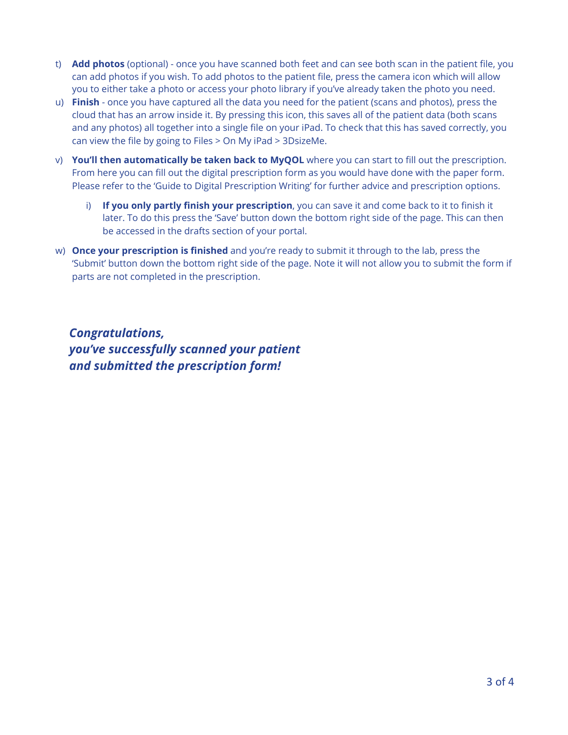t) **Add photos** (optional) - once you have scanned both feet and can see both scan in the patient file, you can add photos if you wish. To add photos to the patient file, press the camera icon which will allow you to either take a photo or access your photo library if you've already taken the photo you need.

u) **Finish** - once you have captured all the data you need for the patient (scans and photos), press the cloud that has an arrow inside it. By pressing this icon, this saves all of the patient data (both scans and any photos) all together into a single file on your iPad. To check that this has saved correctly, you can view the file by going to Files > On My iPad > 3DsizeMe.

v) **You'll then automatically be taken back to MyQOL** where you can start to fill out the prescription. From here you can fill out the digital prescription form as you would have done with the paper form. Please refer to the 'Guide to Digital Prescription Writing' for further advice and prescription options.

   i) **If you only partly finish your prescription**, you can save it and come back to it to finish it later. To do this press the 'Save' button down the bottom right side of the page. This can then be accessed in the drafts section of your portal.

w) **Once your prescription is finished** and you're ready to submit it through to the lab, press the 'Submit' button down the bottom right side of the page. Note it will not allow you to submit the form if parts are not completed in the prescription.

***Congratulations,***
***you've successfully scanned your patient***
***and submitted the prescription form!***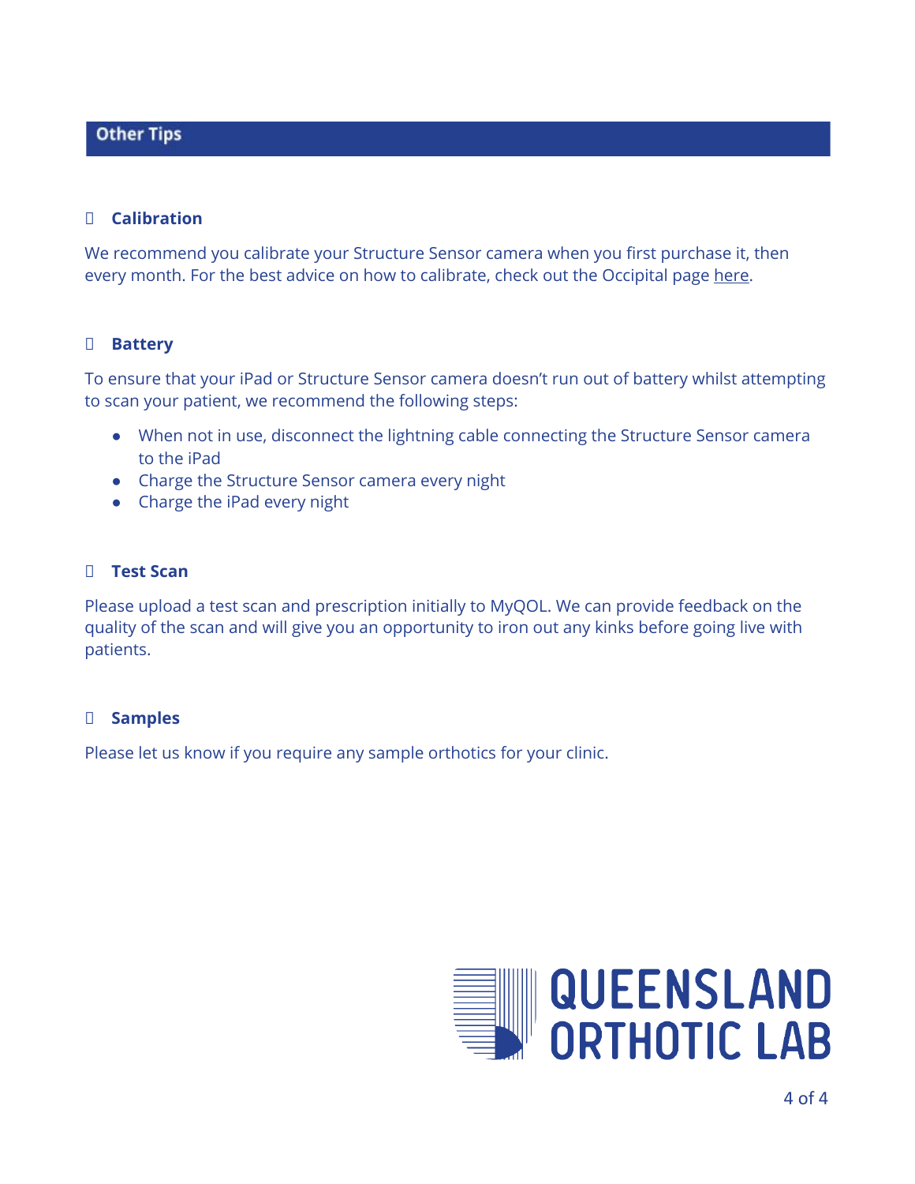## Other Tips

### Calibration

We recommend you calibrate your Structure Sensor camera when you first purchase it, then every month. For the best advice on how to calibrate, check out the Occipital page here.

### Battery

To ensure that your iPad or Structure Sensor camera doesn't run out of battery whilst attempting to scan your patient, we recommend the following steps:

- When not in use, disconnect the lightning cable connecting the Structure Sensor camera to the iPad
- Charge the Structure Sensor camera every night
- Charge the iPad every night

### Test Scan

Please upload a test scan and prescription initially to MyQOL. We can provide feedback on the quality of the scan and will give you an opportunity to iron out any kinks before going live with patients.

### Samples

Please let us know if you require any sample orthotics for your clinic.

QUEENSLAND ORTHOTIC LAB